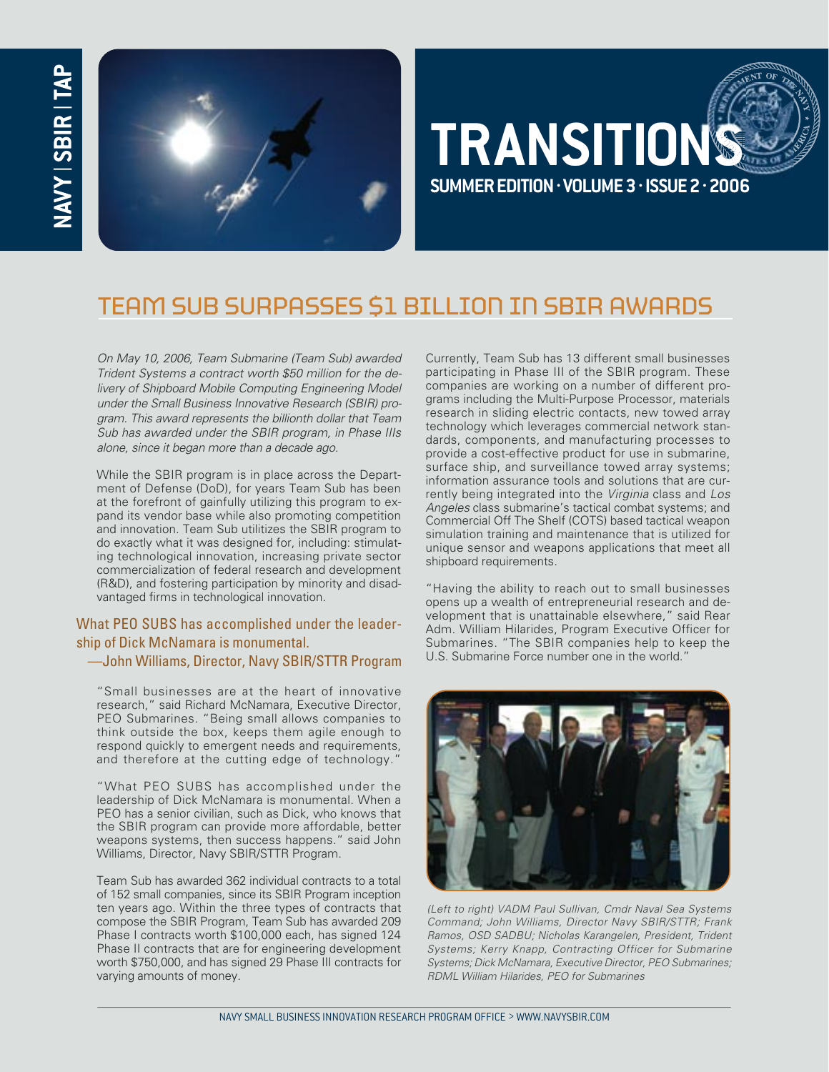# TRANSITIONS

**SUMMER EDITION · VOLUME 3 · ISSUE 2 · 2006**

## TEAM SUB SURPASSES $1 BILLION IN SBIR AWARDS

*On May 10, 2006, Team Submarine (Team Sub) awarded Trident Systems a contract worth $50 million for the delivery of Shipboard Mobile Computing Engineering Model under the Small Business Innovative Research (SBIR) program. This award represents the billionth dollar that Team Sub has awarded under the SBIR program, in Phase IIIs alone, since it began more than a decade ago.*

While the SBIR program is in place across the Department of Defense (DoD), for years Team Sub has been at the forefront of gainfully utilizing this program to expand its vendor base while also promoting competition and innovation. Team Sub utilizes the SBIR program to do exactly what it was designed for, including: stimulating technological innovation, increasing private sector commercialization of federal research and development (R&D), and fostering participation by minority and disadvantaged firms in technological innovation.

> What PEO SUBS has accomplished under the leadership of Dick McNamara is monumental.
> —John Williams, Director, Navy SBIR/STTR Program

"Small businesses are at the heart of innovative research," said Richard McNamara, Executive Director, PEO Submarines. "Being small allows companies to think outside the box, keeps them agile enough to respond quickly to emergent needs and requirements, and therefore at the cutting edge of technology."

"What PEO SUBS has accomplished under the leadership of Dick McNamara is monumental. When a PEO has a senior civilian, such as Dick, who knows that the SBIR program can provide more affordable, better weapons systems, then success happens." said John Williams, Director, Navy SBIR/STTR Program.

Team Sub has awarded 362 individual contracts to a total of 152 small companies, since its SBIR Program inception ten years ago. Within the three types of contracts that compose the SBIR Program, Team Sub has awarded 209 Phase I contracts worth $100,000 each, has signed 124 Phase II contracts that are for engineering development worth $750,000, and has signed 29 Phase III contracts for varying amounts of money.

Currently, Team Sub has 13 different small businesses participating in Phase III of the SBIR program. These companies are working on a number of different programs including the Multi-Purpose Processor, materials research in sliding electric contacts, new towed array technology which leverages commercial network standards, components, and manufacturing processes to provide a cost-effective product for use in submarine, surface ship, and surveillance towed array systems; information assurance tools and solutions that are currently being integrated into the *Virginia* class and *Los Angeles* class submarine's tactical combat systems; and Commercial Off The Shelf (COTS) based tactical weapon simulation training and maintenance that is utilized for unique sensor and weapons applications that meet all shipboard requirements.

"Having the ability to reach out to small businesses opens up a wealth of entrepreneurial research and development that is unattainable elsewhere," said Rear Adm. William Hilarides, Program Executive Officer for Submarines. "The SBIR companies help to keep the U.S. Submarine Force number one in the world."

*(Left to right) VADM Paul Sullivan, Cmdr Naval Sea Systems Command; John Williams, Director Navy SBIR/STTR; Frank Ramos, OSD SADBU; Nicholas Karangelen, President, Trident Systems; Kerry Knapp, Contracting Officer for Submarine Systems; Dick McNamara, Executive Director, PEO Submarines; RDML William Hilarides, PEO for Submarines*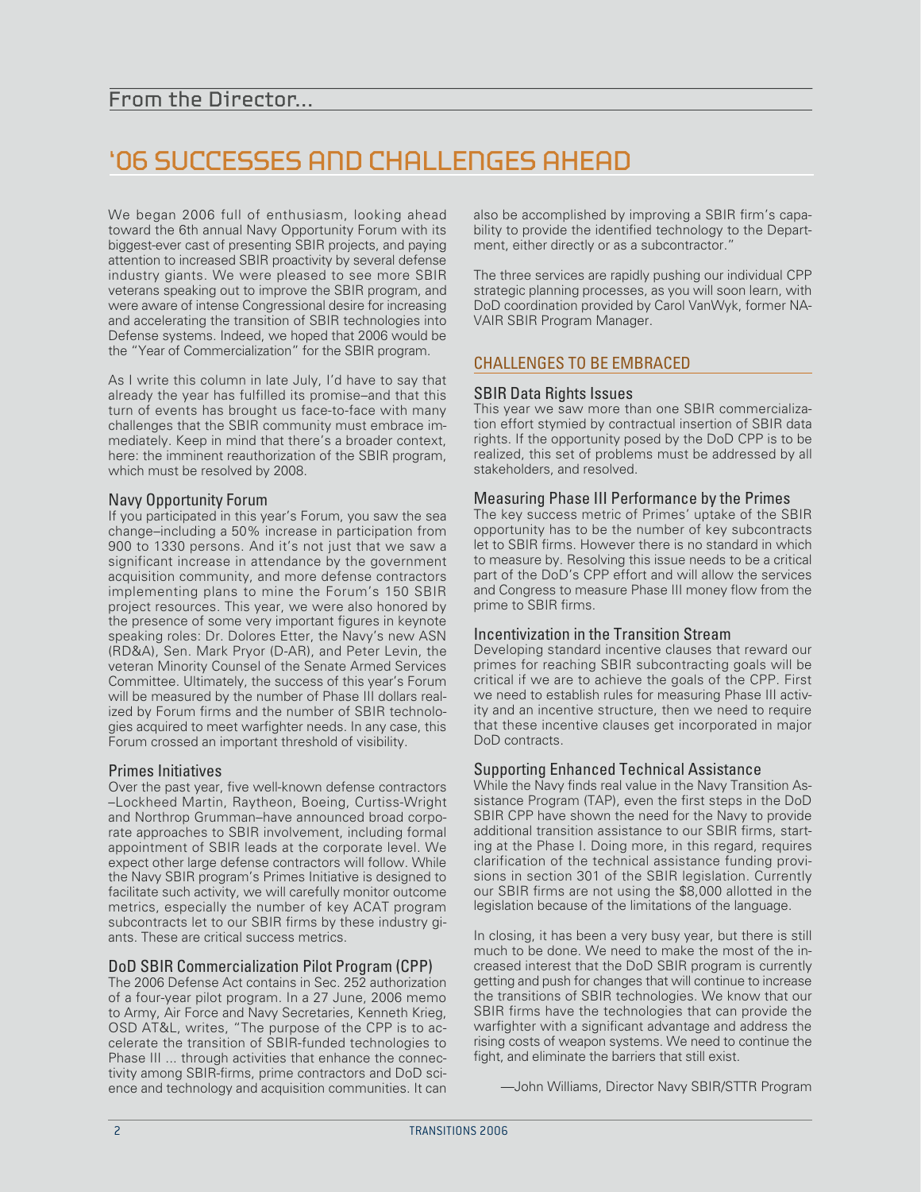From the Director...

# '06 SUCCESSES AND CHALLENGES AHEAD

We began 2006 full of enthusiasm, looking ahead toward the 6th annual Navy Opportunity Forum with its biggest-ever cast of presenting SBIR projects, and paying attention to increased SBIR proactivity by several defense industry giants. We were pleased to see more SBIR veterans speaking out to improve the SBIR program, and were aware of intense Congressional desire for increasing and accelerating the transition of SBIR technologies into Defense systems. Indeed, we hoped that 2006 would be the "Year of Commercialization" for the SBIR program.

As I write this column in late July, I'd have to say that already the year has fulfilled its promise–and that this turn of events has brought us face-to-face with many challenges that the SBIR community must embrace immediately. Keep in mind that there's a broader context, here: the imminent reauthorization of the SBIR program, which must be resolved by 2008.

### Navy Opportunity Forum

If you participated in this year's Forum, you saw the sea change–including a 50% increase in participation from 900 to 1330 persons. And it's not just that we saw a significant increase in attendance by the government acquisition community, and more defense contractors implementing plans to mine the Forum's 150 SBIR project resources. This year, we were also honored by the presence of some very important figures in keynote speaking roles: Dr. Dolores Etter, the Navy's new ASN (RD&A), Sen. Mark Pryor (D-AR), and Peter Levin, the veteran Minority Counsel of the Senate Armed Services Committee. Ultimately, the success of this year's Forum will be measured by the number of Phase III dollars realized by Forum firms and the number of SBIR technologies acquired to meet warfighter needs. In any case, this Forum crossed an important threshold of visibility.

### Primes Initiatives

Over the past year, five well-known defense contractors –Lockheed Martin, Raytheon, Boeing, Curtiss-Wright and Northrop Grumman–have announced broad corporate approaches to SBIR involvement, including formal appointment of SBIR leads at the corporate level. We expect other large defense contractors will follow. While the Navy SBIR program's Primes Initiative is designed to facilitate such activity, we will carefully monitor outcome metrics, especially the number of key ACAT program subcontracts let to our SBIR firms by these industry giants. These are critical success metrics.

### DoD SBIR Commercialization Pilot Program (CPP)

The 2006 Defense Act contains in Sec. 252 authorization of a four-year pilot program. In a 27 June, 2006 memo to Army, Air Force and Navy Secretaries, Kenneth Krieg, OSD AT&L, writes, "The purpose of the CPP is to accelerate the transition of SBIR-funded technologies to Phase III ... through activities that enhance the connectivity among SBIR-firms, prime contractors and DoD science and technology and acquisition communities. It can also be accomplished by improving a SBIR firm's capability to provide the identified technology to the Department, either directly or as a subcontractor."

The three services are rapidly pushing our individual CPP strategic planning processes, as you will soon learn, with DoD coordination provided by Carol VanWyk, former NAVAIR SBIR Program Manager.

## CHALLENGES TO BE EMBRACED

### SBIR Data Rights Issues

This year we saw more than one SBIR commercialization effort stymied by contractual insertion of SBIR data rights. If the opportunity posed by the DoD CPP is to be realized, this set of problems must be addressed by all stakeholders, and resolved.

### Measuring Phase III Performance by the Primes

The key success metric of Primes' uptake of the SBIR opportunity has to be the number of key subcontracts let to SBIR firms. However there is no standard in which to measure by. Resolving this issue needs to be a critical part of the DoD's CPP effort and will allow the services and Congress to measure Phase III money flow from the prime to SBIR firms.

### Incentivization in the Transition Stream

Developing standard incentive clauses that reward our primes for reaching SBIR subcontracting goals will be critical if we are to achieve the goals of the CPP. First we need to establish rules for measuring Phase III activity and an incentive structure, then we need to require that these incentive clauses get incorporated in major DoD contracts.

### Supporting Enhanced Technical Assistance

While the Navy finds real value in the Navy Transition Assistance Program (TAP), even the first steps in the DoD SBIR CPP have shown the need for the Navy to provide additional transition assistance to our SBIR firms, starting at the Phase I. Doing more, in this regard, requires clarification of the technical assistance funding provisions in section 301 of the SBIR legislation. Currently our SBIR firms are not using the $8,000 allotted in the legislation because of the limitations of the language.

In closing, it has been a very busy year, but there is still much to be done. We need to make the most of the increased interest that the DoD SBIR program is currently getting and push for changes that will continue to increase the transitions of SBIR technologies. We know that our SBIR firms have the technologies that can provide the warfighter with a significant advantage and address the rising costs of weapon systems. We need to continue the fight, and eliminate the barriers that still exist.

—John Williams, Director Navy SBIR/STTR Program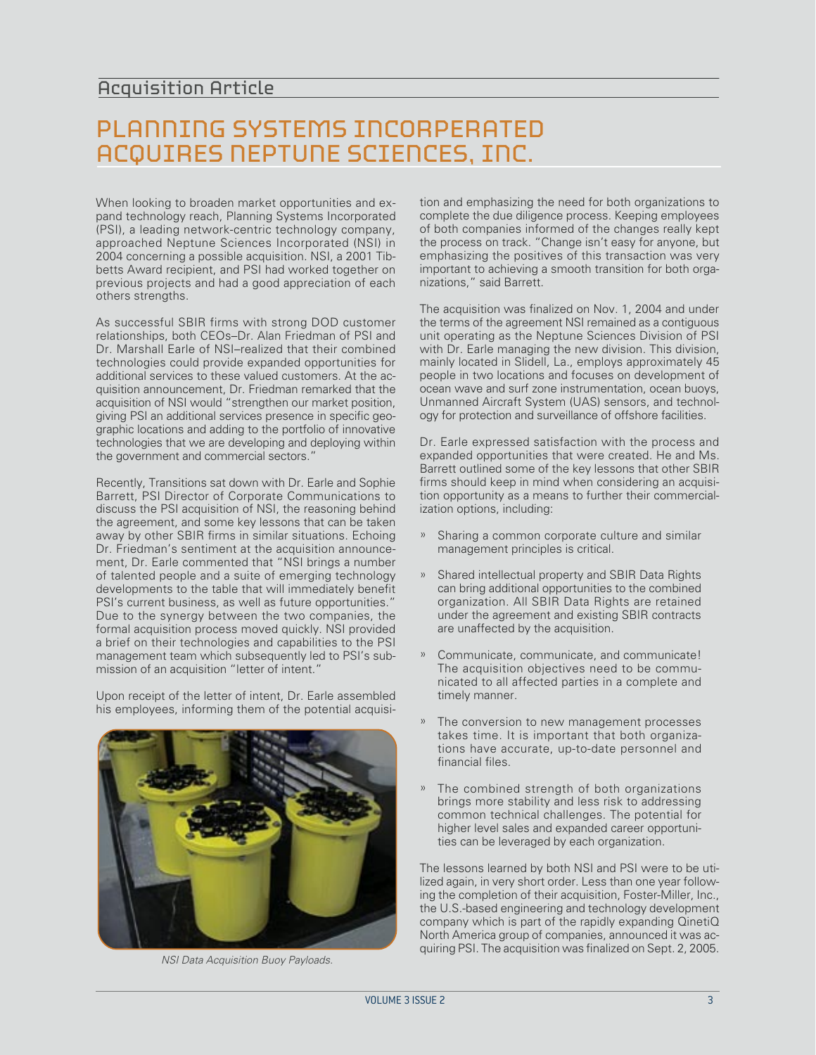## Acquisition Article

# PLANNING SYSTEMS INCORPERATED ACQUIRES NEPTUNE SCIENCES, INC.

When looking to broaden market opportunities and expand technology reach, Planning Systems Incorporated (PSI), a leading network-centric technology company, approached Neptune Sciences Incorporated (NSI) in 2004 concerning a possible acquisition. NSI, a 2001 Tibbetts Award recipient, and PSI had worked together on previous projects and had a good appreciation of each others strengths.

As successful SBIR firms with strong DOD customer relationships, both CEOs–Dr. Alan Friedman of PSI and Dr. Marshall Earle of NSI–realized that their combined technologies could provide expanded opportunities for additional services to these valued customers. At the acquisition announcement, Dr. Friedman remarked that the acquisition of NSI would "strengthen our market position, giving PSI an additional services presence in specific geographic locations and adding to the portfolio of innovative technologies that we are developing and deploying within the government and commercial sectors."

Recently, Transitions sat down with Dr. Earle and Sophie Barrett, PSI Director of Corporate Communications to discuss the PSI acquisition of NSI, the reasoning behind the agreement, and some key lessons that can be taken away by other SBIR firms in similar situations. Echoing Dr. Friedman's sentiment at the acquisition announcement, Dr. Earle commented that "NSI brings a number of talented people and a suite of emerging technology developments to the table that will immediately benefit PSI's current business, as well as future opportunities." Due to the synergy between the two companies, the formal acquisition process moved quickly. NSI provided a brief on their technologies and capabilities to the PSI management team which subsequently led to PSI's submission of an acquisition "letter of intent."

Upon receipt of the letter of intent, Dr. Earle assembled his employees, informing them of the potential acquisition and emphasizing the need for both organizations to complete the due diligence process. Keeping employees of both companies informed of the changes really kept the process on track. "Change isn't easy for anyone, but emphasizing the positives of this transaction was very important to achieving a smooth transition for both organizations," said Barrett.

*NSI Data Acquisition Buoy Payloads.*

The acquisition was finalized on Nov. 1, 2004 and under the terms of the agreement NSI remained as a contiguous unit operating as the Neptune Sciences Division of PSI with Dr. Earle managing the new division. This division, mainly located in Slidell, La., employs approximately 45 people in two locations and focuses on development of ocean wave and surf zone instrumentation, ocean buoys, Unmanned Aircraft System (UAS) sensors, and technology for protection and surveillance of offshore facilities.

Dr. Earle expressed satisfaction with the process and expanded opportunities that were created. He and Ms. Barrett outlined some of the key lessons that other SBIR firms should keep in mind when considering an acquisition opportunity as a means to further their commercialization options, including:

- Sharing a common corporate culture and similar management principles is critical.
- Shared intellectual property and SBIR Data Rights can bring additional opportunities to the combined organization. All SBIR Data Rights are retained under the agreement and existing SBIR contracts are unaffected by the acquisition.
- Communicate, communicate, and communicate! The acquisition objectives need to be communicated to all affected parties in a complete and timely manner.
- The conversion to new management processes takes time. It is important that both organizations have accurate, up-to-date personnel and financial files.
- The combined strength of both organizations brings more stability and less risk to addressing common technical challenges. The potential for higher level sales and expanded career opportunities can be leveraged by each organization.

The lessons learned by both NSI and PSI were to be utilized again, in very short order. Less than one year following the completion of their acquisition, Foster-Miller, Inc., the U.S.-based engineering and technology development company which is part of the rapidly expanding QinetiQ North America group of companies, announced it was acquiring PSI. The acquisition was finalized on Sept. 2, 2005.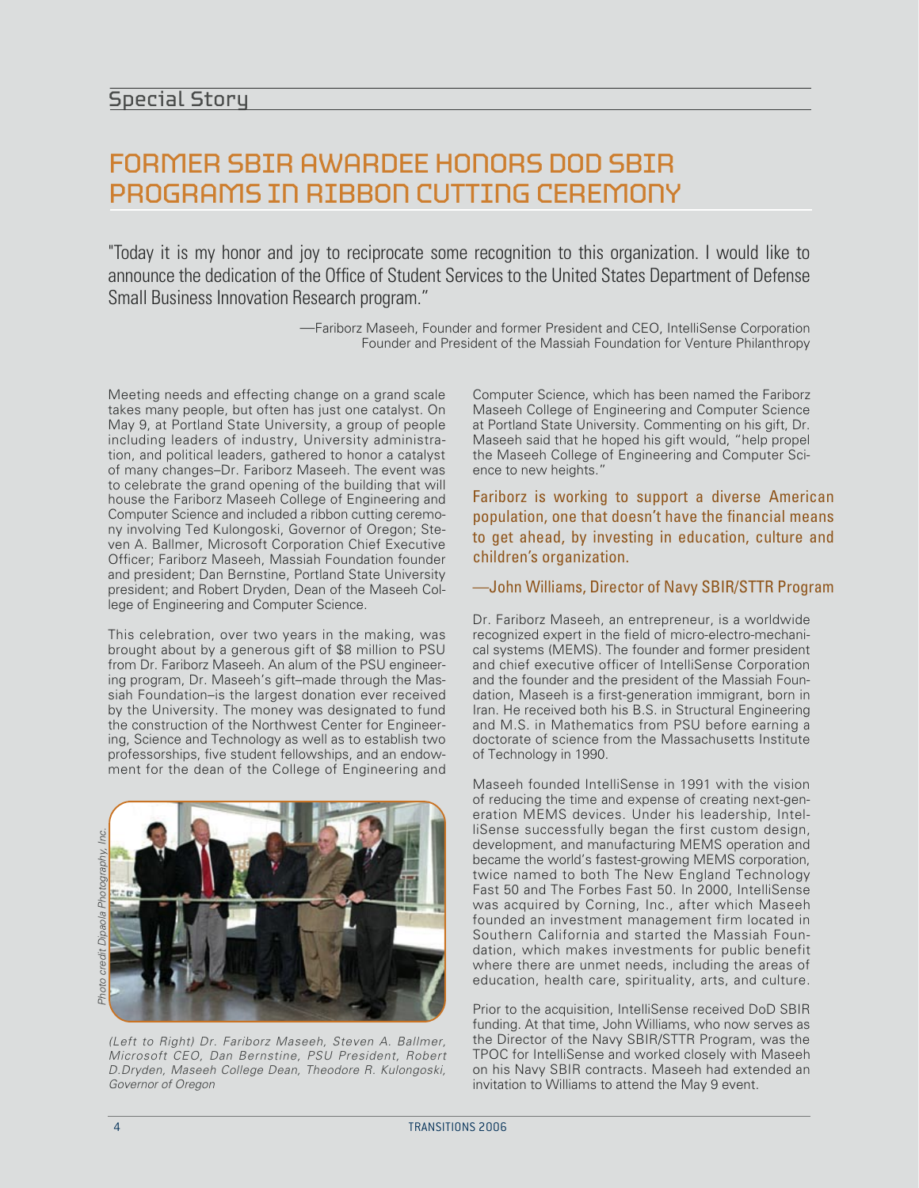## Special Story

# FORMER SBIR AWARDEE HONORS DOD SBIR PROGRAMS IN RIBBON CUTTING CEREMONY

"Today it is my honor and joy to reciprocate some recognition to this organization. I would like to announce the dedication of the Office of Student Services to the United States Department of Defense Small Business Innovation Research program."

—Fariborz Maseeh, Founder and former President and CEO, IntelliSense Corporation
Founder and President of the Massiah Foundation for Venture Philanthropy

Meeting needs and effecting change on a grand scale takes many people, but often has just one catalyst. On May 9, at Portland State University, a group of people including leaders of industry, University administration, and political leaders, gathered to honor a catalyst of many changes–Dr. Fariborz Maseeh. The event was to celebrate the grand opening of the building that will house the Fariborz Maseeh College of Engineering and Computer Science and included a ribbon cutting ceremony involving Ted Kulongoski, Governor of Oregon; Steven A. Ballmer, Microsoft Corporation Chief Executive Officer; Fariborz Maseeh, Massiah Foundation founder and president; Dan Bernstine, Portland State University president; and Robert Dryden, Dean of the Maseeh College of Engineering and Computer Science.

This celebration, over two years in the making, was brought about by a generous gift of $8 million to PSU from Dr. Fariborz Maseeh. An alum of the PSU engineering program, Dr. Maseeh's gift–made through the Massiah Foundation–is the largest donation ever received by the University. The money was designated to fund the construction of the Northwest Center for Engineering, Science and Technology as well as to establish two professorships, five student fellowships, and an endowment for the dean of the College of Engineering and Computer Science, which has been named the Fariborz Maseeh College of Engineering and Computer Science at Portland State University. Commenting on his gift, Dr. Maseeh said that he hoped his gift would, "help propel the Maseeh College of Engineering and Computer Science to new heights."

Photo credit Dipaola Photography, Inc.

*(Left to Right) Dr. Fariborz Maseeh, Steven A. Ballmer, Microsoft CEO, Dan Bernstine, PSU President, Robert D.Dryden, Maseeh College Dean, Theodore R. Kulongoski, Governor of Oregon*

Fariborz is working to support a diverse American population, one that doesn't have the financial means to get ahead, by investing in education, culture and children's organization.

—John Williams, Director of Navy SBIR/STTR Program

Dr. Fariborz Maseeh, an entrepreneur, is a worldwide recognized expert in the field of micro-electro-mechanical systems (MEMS). The founder and former president and chief executive officer of IntelliSense Corporation and the founder and the president of the Massiah Foundation, Maseeh is a first-generation immigrant, born in Iran. He received both his B.S. in Structural Engineering and M.S. in Mathematics from PSU before earning a doctorate of science from the Massachusetts Institute of Technology in 1990.

Maseeh founded IntelliSense in 1991 with the vision of reducing the time and expense of creating next-generation MEMS devices. Under his leadership, IntelliSense successfully began the first custom design, development, and manufacturing MEMS operation and became the world's fastest-growing MEMS corporation, twice named to both The New England Technology Fast 50 and The Forbes Fast 50. In 2000, IntelliSense was acquired by Corning, Inc., after which Maseeh founded an investment management firm located in Southern California and started the Massiah Foundation, which makes investments for public benefit where there are unmet needs, including the areas of education, health care, spirituality, arts, and culture.

Prior to the acquisition, IntelliSense received DoD SBIR funding. At that time, John Williams, who now serves as the Director of the Navy SBIR/STTR Program, was the TPOC for IntelliSense and worked closely with Maseeh on his Navy SBIR contracts. Maseeh had extended an invitation to Williams to attend the May 9 event.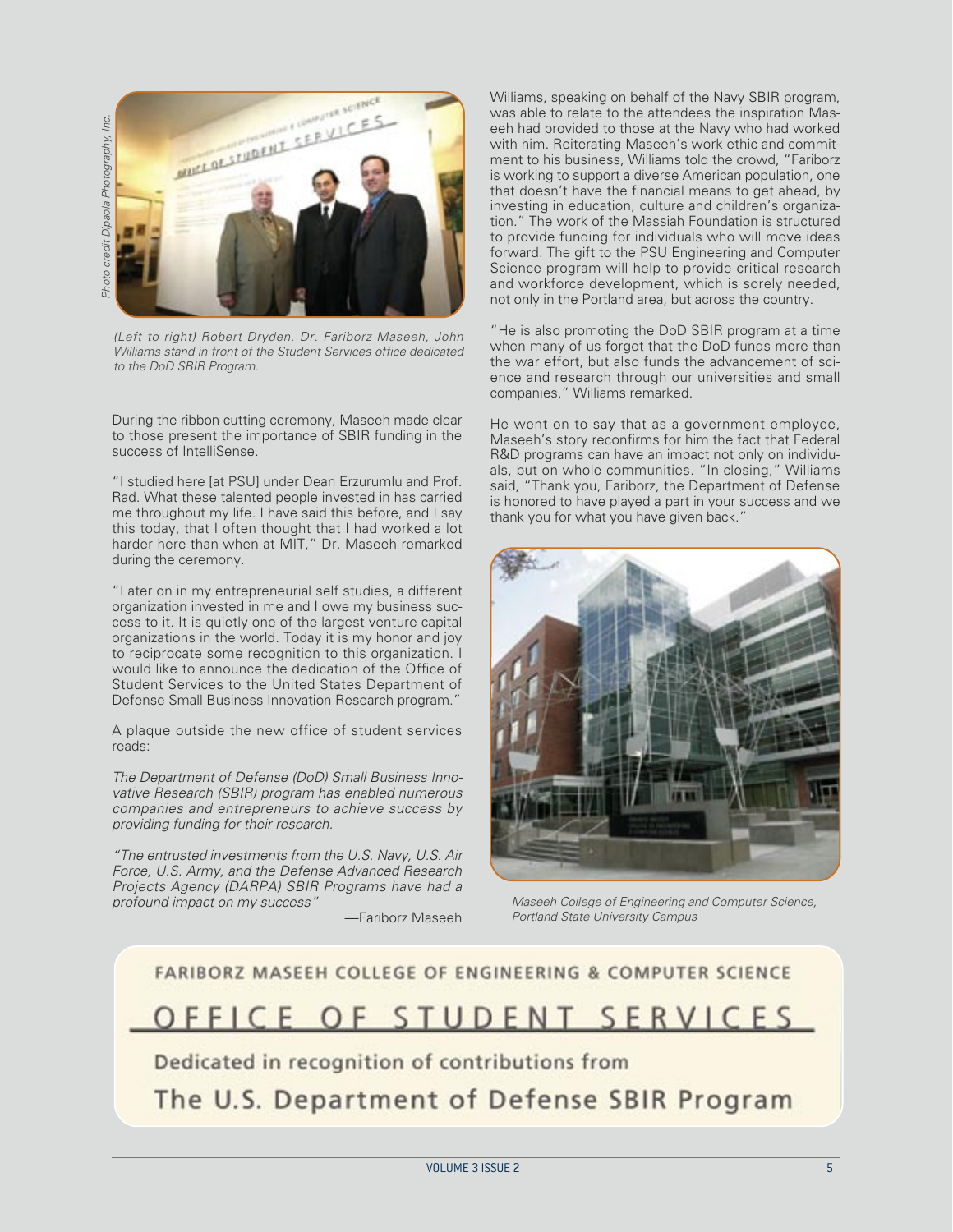*Photo credit Dipaola Photography, Inc.*

*(Left to right) Robert Dryden, Dr. Fariborz Maseeh, John Williams stand in front of the Student Services office dedicated to the DoD SBIR Program.*

During the ribbon cutting ceremony, Maseeh made clear to those present the importance of SBIR funding in the success of IntelliSense.

"I studied here [at PSU] under Dean Erzurumlu and Prof. Rad. What these talented people invested in has carried me throughout my life. I have said this before, and I say this today, that I often thought that I had worked a lot harder here than when at MIT," Dr. Maseeh remarked during the ceremony.

"Later on in my entrepreneurial self studies, a different organization invested in me and I owe my business success to it. It is quietly one of the largest venture capital organizations in the world. Today it is my honor and joy to reciprocate some recognition to this organization. I would like to announce the dedication of the Office of Student Services to the United States Department of Defense Small Business Innovation Research program."

A plaque outside the new office of student services reads:

*The Department of Defense (DoD) Small Business Innovative Research (SBIR) program has enabled numerous companies and entrepreneurs to achieve success by providing funding for their research.*

*"The entrusted investments from the U.S. Navy, U.S. Air Force, U.S. Army, and the Defense Advanced Research Projects Agency (DARPA) SBIR Programs have had a profound impact on my success"*

—Fariborz Maseeh

Williams, speaking on behalf of the Navy SBIR program, was able to relate to the attendees the inspiration Maseeh had provided to those at the Navy who had worked with him. Reiterating Maseeh's work ethic and commitment to his business, Williams told the crowd, "Fariborz is working to support a diverse American population, one that doesn't have the financial means to get ahead, by investing in education, culture and children's organization." The work of the Massiah Foundation is structured to provide funding for individuals who will move ideas forward. The gift to the PSU Engineering and Computer Science program will help to provide critical research and workforce development, which is sorely needed, not only in the Portland area, but across the country.

"He is also promoting the DoD SBIR program at a time when many of us forget that the DoD funds more than the war effort, but also funds the advancement of science and research through our universities and small companies," Williams remarked.

He went on to say that as a government employee, Maseeh's story reconfirms for him the fact that Federal R&D programs can have an impact not only on individuals, but on whole communities. "In closing," Williams said, "Thank you, Fariborz, the Department of Defense is honored to have played a part in your success and we thank you for what you have given back."

*Maseeh College of Engineering and Computer Science, Portland State University Campus*

FARIBORZ MASEEH COLLEGE OF ENGINEERING & COMPUTER SCIENCE

## OFFICE OF STUDENT SERVICES

Dedicated in recognition of contributions from

The U.S. Department of Defense SBIR Program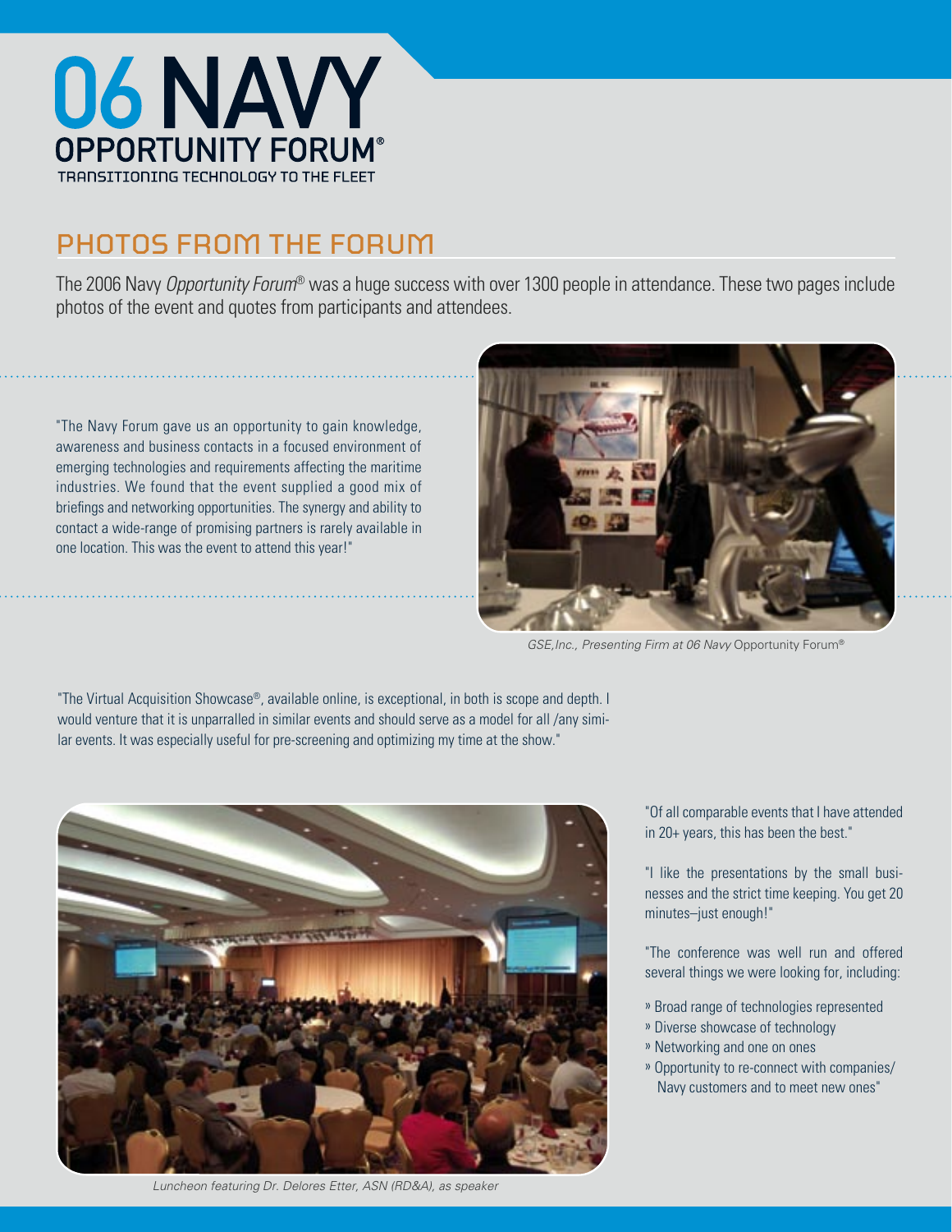# 06 NAVY OPPORTUNITY FORUM®

TRANSITIONING TECHNOLOGY TO THE FLEET

## PHOTOS FROM THE FORUM

The 2006 Navy *Opportunity Forum*® was a huge success with over 1300 people in attendance. These two pages include photos of the event and quotes from participants and attendees.

"The Navy Forum gave us an opportunity to gain knowledge, awareness and business contacts in a focused environment of emerging technologies and requirements affecting the maritime industries. We found that the event supplied a good mix of briefings and networking opportunities. The synergy and ability to contact a wide-range of promising partners is rarely available in one location. This was the event to attend this year!"

*GSE,Inc., Presenting Firm at 06 Navy* Opportunity Forum®

"The Virtual Acquisition Showcase®, available online, is exceptional, in both is scope and depth. I would venture that it is unparralled in similar events and should serve as a model for all /any similar events. It was especially useful for pre-screening and optimizing my time at the show."

*Luncheon featuring Dr. Delores Etter, ASN (RD&A), as speaker*

"Of all comparable events that I have attended in 20+ years, this has been the best."

"I like the presentations by the small businesses and the strict time keeping. You get 20 minutes–just enough!"

"The conference was well run and offered several things we were looking for, including:

- Broad range of technologies represented
- Diverse showcase of technology
- Networking and one on ones
- Opportunity to re-connect with companies/ Navy customers and to meet new ones"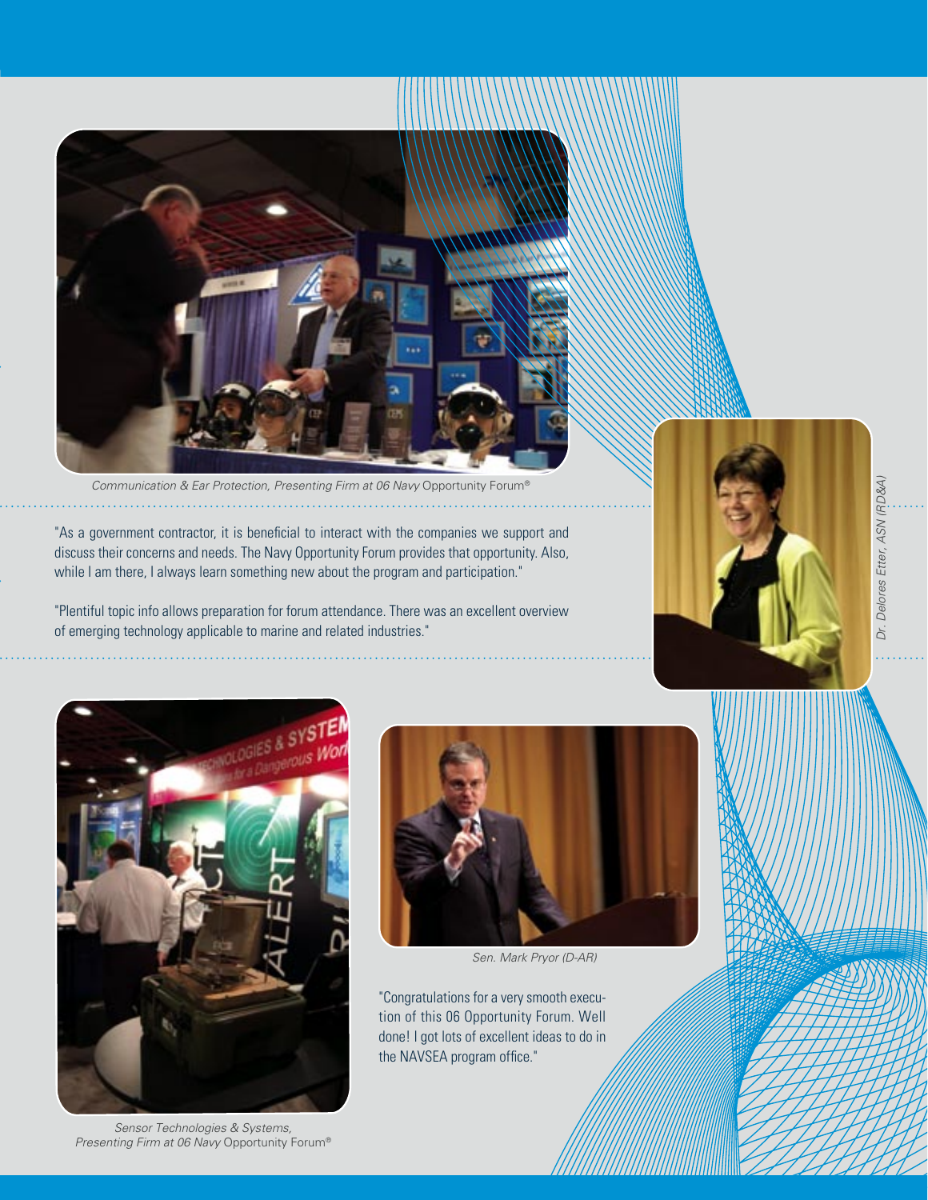*Communication & Ear Protection, Presenting Firm at 06 Navy* Opportunity Forum®

"As a government contractor, it is beneficial to interact with the companies we support and discuss their concerns and needs. The Navy Opportunity Forum provides that opportunity. Also, while I am there, I always learn something new about the program and participation."

"Plentiful topic info allows preparation for forum attendance. There was an excellent overview of emerging technology applicable to marine and related industries."

*Dr. Delores Etter, ASN (RD&A)*

*Sensor Technologies & Systems, Presenting Firm at 06 Navy* Opportunity Forum®

*Sen. Mark Pryor (D-AR)*

"Congratulations for a very smooth execution of this 06 Opportunity Forum. Well done! I got lots of excellent ideas to do in the NAVSEA program office."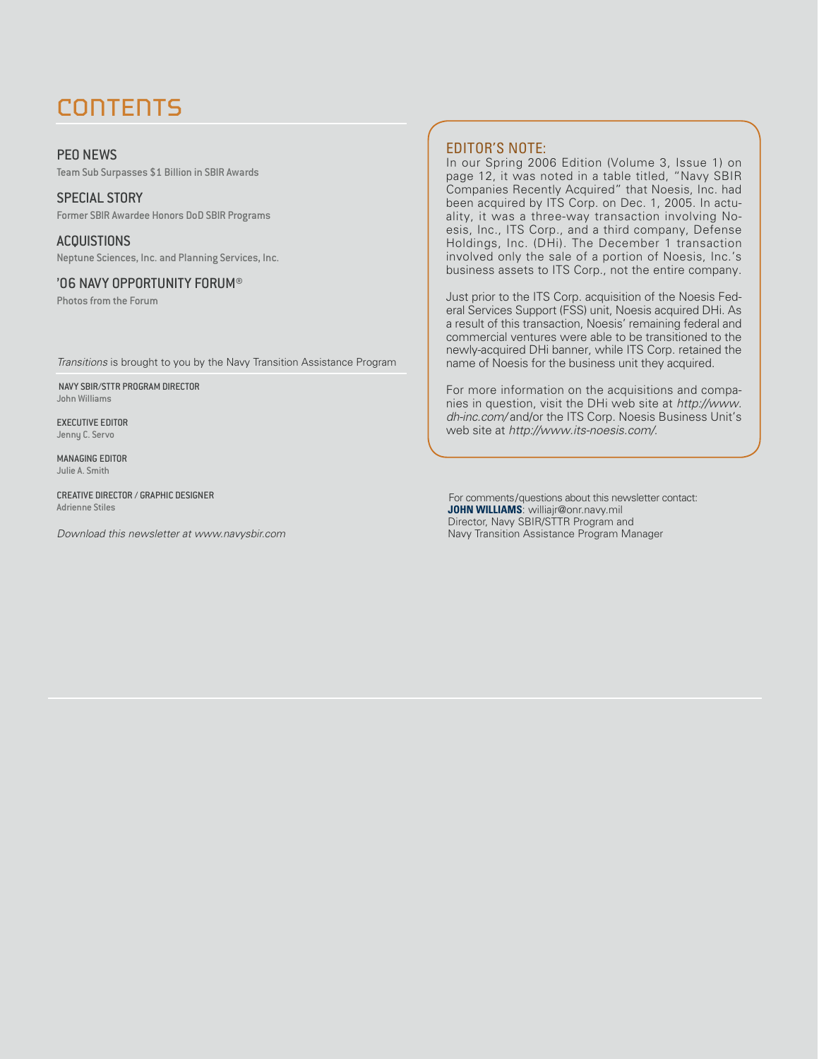# CONTENTS

## PEO NEWS

Team Sub Surpasses $1 Billion in SBIR Awards

## SPECIAL STORY

Former SBIR Awardee Honors DoD SBIR Programs

## ACQUISTIONS

Neptune Sciences, Inc. and Planning Services, Inc.

## '06 NAVY OPPORTUNITY FORUM®

Photos from the Forum

*Transitions* is brought to you by the Navy Transition Assistance Program

NAVY SBIR/STTR PROGRAM DIRECTOR
John Williams

EXECUTIVE EDITOR
Jenny C. Servo

MANAGING EDITOR
Julie A. Smith

CREATIVE DIRECTOR / GRAPHIC DESIGNER
Adrienne Stiles

*Download this newsletter at www.navysbir.com*

## EDITOR'S NOTE:

In our Spring 2006 Edition (Volume 3, Issue 1) on page 12, it was noted in a table titled, "Navy SBIR Companies Recently Acquired" that Noesis, Inc. had been acquired by ITS Corp. on Dec. 1, 2005. In actuality, it was a three-way transaction involving Noesis, Inc., ITS Corp., and a third company, Defense Holdings, Inc. (DHi). The December 1 transaction involved only the sale of a portion of Noesis, Inc.'s business assets to ITS Corp., not the entire company.

Just prior to the ITS Corp. acquisition of the Noesis Federal Services Support (FSS) unit, Noesis acquired DHi. As a result of this transaction, Noesis' remaining federal and commercial ventures were able to be transitioned to the newly-acquired DHi banner, while ITS Corp. retained the name of Noesis for the business unit they acquired.

For more information on the acquisitions and companies in question, visit the DHi web site at *http://www.dh-inc.com/* and/or the ITS Corp. Noesis Business Unit's web site at *http://www.its-noesis.com/*.

For comments/questions about this newsletter contact:
**JOHN WILLIAMS**: williajr@onr.navy.mil
Director, Navy SBIR/STTR Program and
Navy Transition Assistance Program Manager